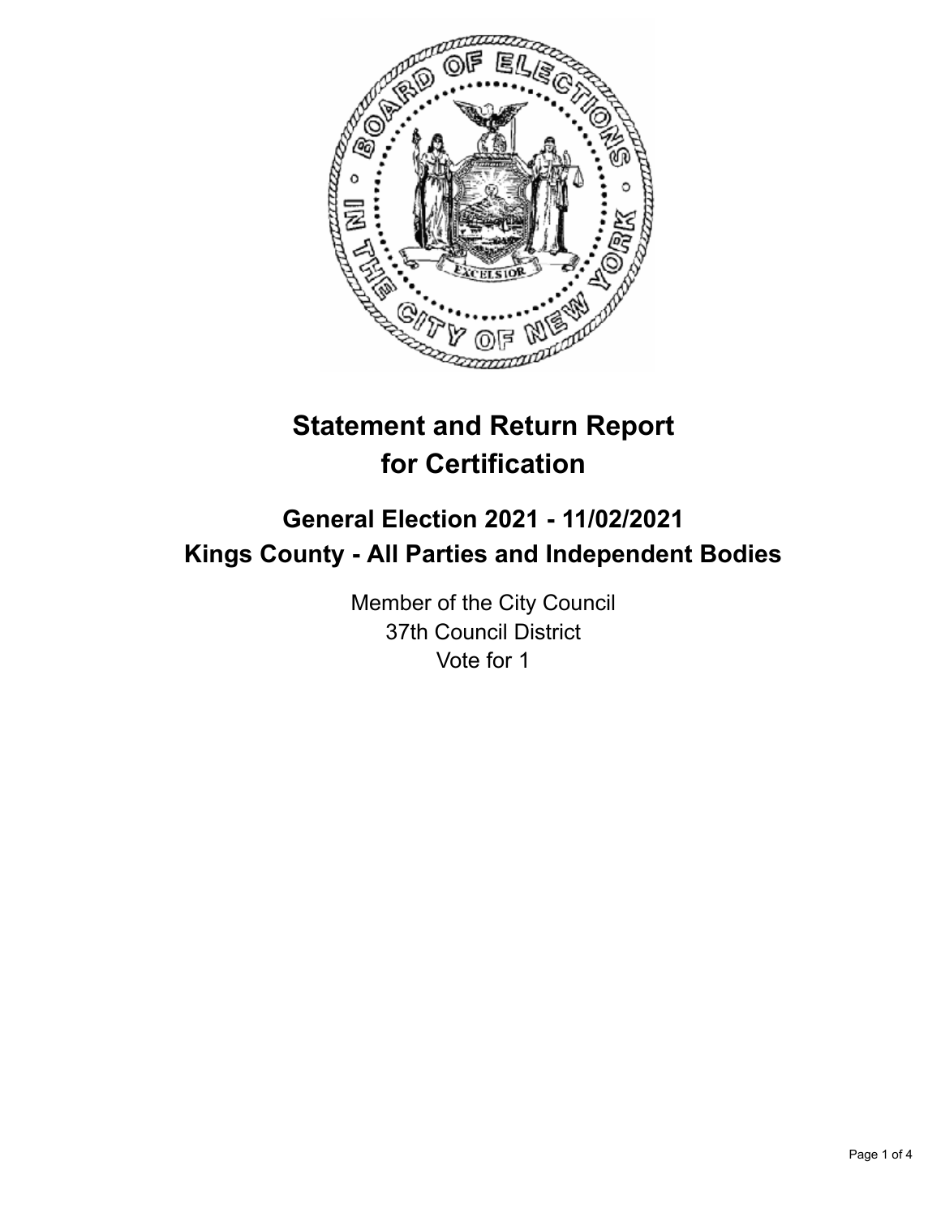# Statement and Return Report for Certification

## General Election 2021 - 11/02/2021
## Kings County - All Parties and Independent Bodies

Member of the City Council
37th Council District
Vote for 1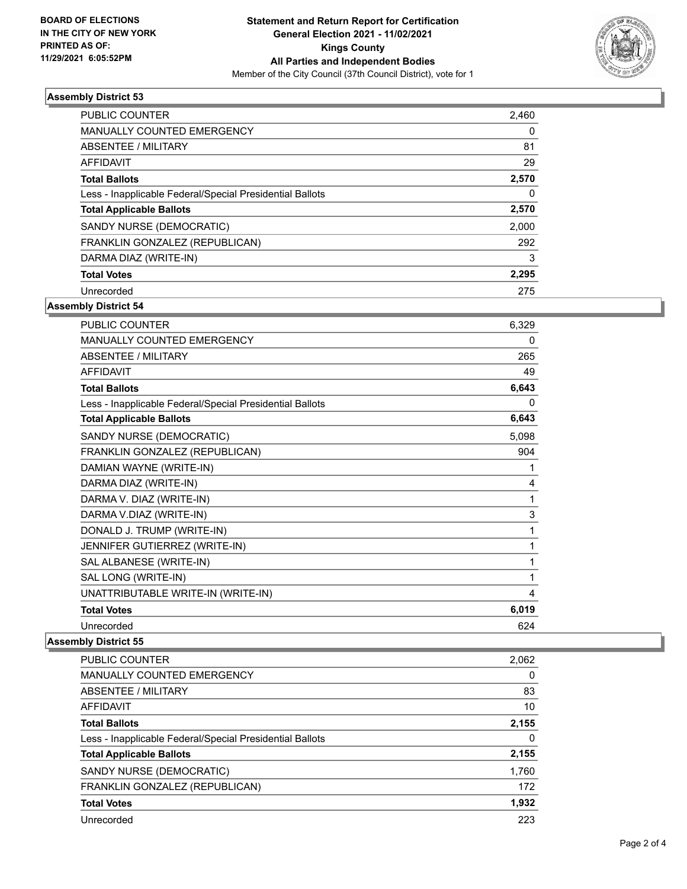**BOARD OF ELECTIONS IN THE CITY OF NEW YORK PRINTED AS OF: 11/29/2021 6:05:52PM**

# Statement and Return Report for Certification
## General Election 2021 - 11/02/2021
## Kings County
## All Parties and Independent Bodies
Member of the City Council (37th Council District), vote for 1

### Assembly District 53

| | |
|---|---|
| PUBLIC COUNTER | 2,460 |
| MANUALLY COUNTED EMERGENCY | 0 |
| ABSENTEE / MILITARY | 81 |
| AFFIDAVIT | 29 |
| **Total Ballots** | **2,570** |
| Less - Inapplicable Federal/Special Presidential Ballots | 0 |
| **Total Applicable Ballots** | **2,570** |
| SANDY NURSE (DEMOCRATIC) | 2,000 |
| FRANKLIN GONZALEZ (REPUBLICAN) | 292 |
| DARMA DIAZ (WRITE-IN) | 3 |
| **Total Votes** | **2,295** |
| Unrecorded | 275 |

### Assembly District 54

| | |
|---|---|
| PUBLIC COUNTER | 6,329 |
| MANUALLY COUNTED EMERGENCY | 0 |
| ABSENTEE / MILITARY | 265 |
| AFFIDAVIT | 49 |
| **Total Ballots** | **6,643** |
| Less - Inapplicable Federal/Special Presidential Ballots | 0 |
| **Total Applicable Ballots** | **6,643** |
| SANDY NURSE (DEMOCRATIC) | 5,098 |
| FRANKLIN GONZALEZ (REPUBLICAN) | 904 |
| DAMIAN WAYNE (WRITE-IN) | 1 |
| DARMA DIAZ (WRITE-IN) | 4 |
| DARMA V. DIAZ (WRITE-IN) | 1 |
| DARMA V.DIAZ (WRITE-IN) | 3 |
| DONALD J. TRUMP (WRITE-IN) | 1 |
| JENNIFER GUTIERREZ (WRITE-IN) | 1 |
| SAL ALBANESE (WRITE-IN) | 1 |
| SAL LONG (WRITE-IN) | 1 |
| UNATTRIBUTABLE WRITE-IN (WRITE-IN) | 4 |
| **Total Votes** | **6,019** |
| Unrecorded | 624 |

### Assembly District 55

| | |
|---|---|
| PUBLIC COUNTER | 2,062 |
| MANUALLY COUNTED EMERGENCY | 0 |
| ABSENTEE / MILITARY | 83 |
| AFFIDAVIT | 10 |
| **Total Ballots** | **2,155** |
| Less - Inapplicable Federal/Special Presidential Ballots | 0 |
| **Total Applicable Ballots** | **2,155** |
| SANDY NURSE (DEMOCRATIC) | 1,760 |
| FRANKLIN GONZALEZ (REPUBLICAN) | 172 |
| **Total Votes** | **1,932** |
| Unrecorded | 223 |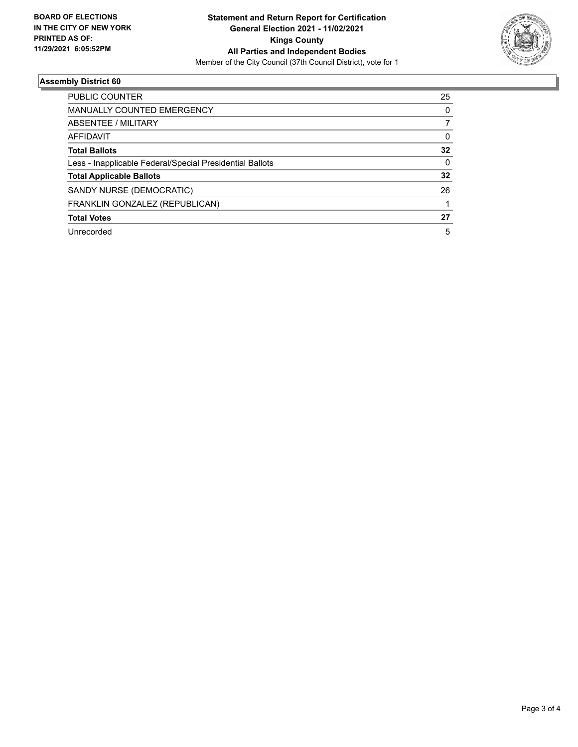**BOARD OF ELECTIONS IN THE CITY OF NEW YORK PRINTED AS OF: 11/29/2021 6:05:52PM**

**Statement and Return Report for Certification General Election 2021 - 11/02/2021 Kings County All Parties and Independent Bodies**

Member of the City Council (37th Council District), vote for 1

## Assembly District 60

| | |
|---|---|
| PUBLIC COUNTER | 25 |
| MANUALLY COUNTED EMERGENCY | 0 |
| ABSENTEE / MILITARY | 7 |
| AFFIDAVIT | 0 |
| **Total Ballots** | **32** |
| Less - Inapplicable Federal/Special Presidential Ballots | 0 |
| **Total Applicable Ballots** | **32** |
| SANDY NURSE (DEMOCRATIC) | 26 |
| FRANKLIN GONZALEZ (REPUBLICAN) | 1 |
| **Total Votes** | **27** |
| Unrecorded | 5 |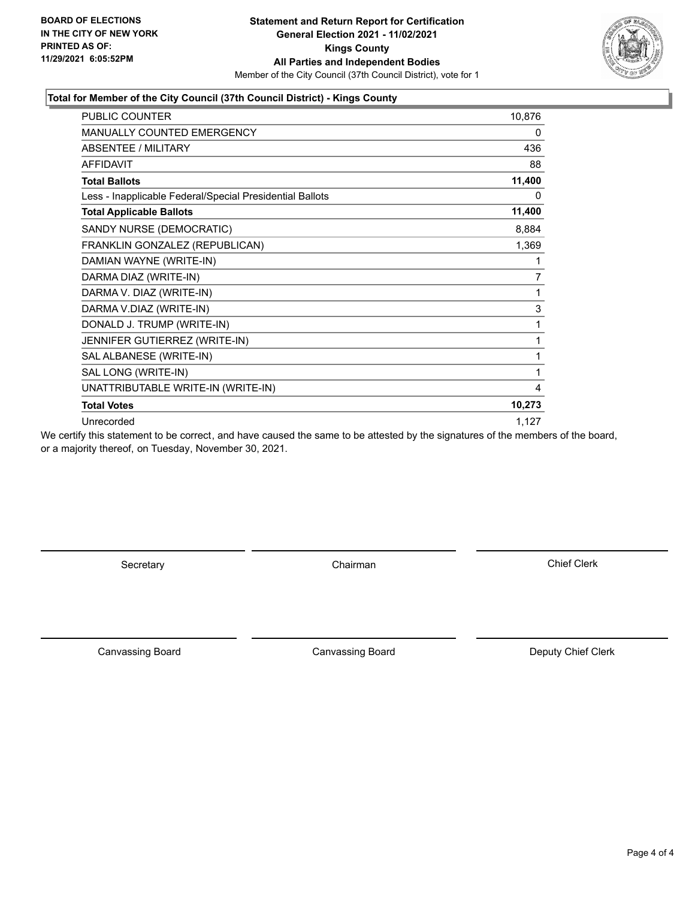**BOARD OF ELECTIONS IN THE CITY OF NEW YORK PRINTED AS OF: 11/29/2021 6:05:52PM**

**Statement and Return Report for Certification**
**General Election 2021 - 11/02/2021**
**Kings County**
**All Parties and Independent Bodies**
Member of the City Council (37th Council District), vote for 1

### Total for Member of the City Council (37th Council District) - Kings County

| | |
|---|---|
| PUBLIC COUNTER | 10,876 |
| MANUALLY COUNTED EMERGENCY | 0 |
| ABSENTEE / MILITARY | 436 |
| AFFIDAVIT | 88 |
| **Total Ballots** | **11,400** |
| Less - Inapplicable Federal/Special Presidential Ballots | 0 |
| **Total Applicable Ballots** | **11,400** |
| SANDY NURSE (DEMOCRATIC) | 8,884 |
| FRANKLIN GONZALEZ (REPUBLICAN) | 1,369 |
| DAMIAN WAYNE (WRITE-IN) | 1 |
| DARMA DIAZ (WRITE-IN) | 7 |
| DARMA V. DIAZ (WRITE-IN) | 1 |
| DARMA V.DIAZ (WRITE-IN) | 3 |
| DONALD J. TRUMP (WRITE-IN) | 1 |
| JENNIFER GUTIERREZ (WRITE-IN) | 1 |
| SAL ALBANESE (WRITE-IN) | 1 |
| SAL LONG (WRITE-IN) | 1 |
| UNATTRIBUTABLE WRITE-IN (WRITE-IN) | 4 |
| **Total Votes** | **10,273** |
| Unrecorded | 1,127 |

We certify this statement to be correct, and have caused the same to be attested by the signatures of the members of the board, or a majority thereof, on Tuesday, November 30, 2021.

Secretary

Chairman

Chief Clerk

Canvassing Board

Canvassing Board

Deputy Chief Clerk